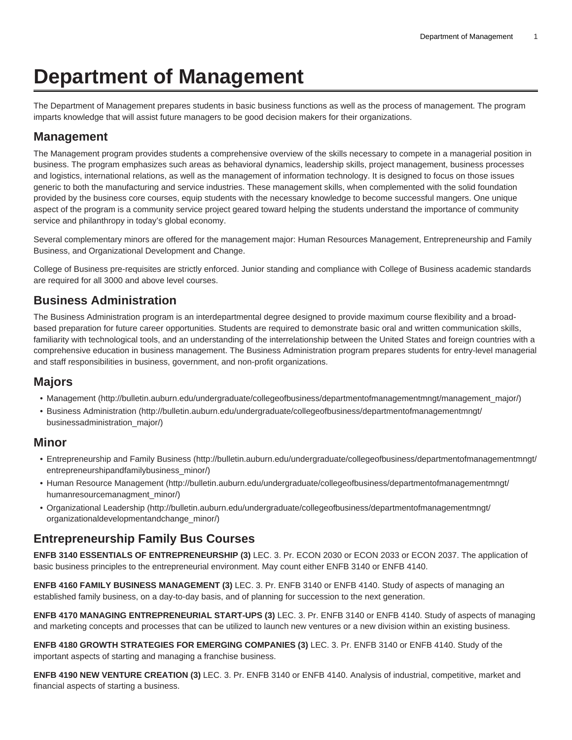# Department of Management

The Department of Management prepares students in basic business functions as well as the process of management. The program imparts knowledge that will assist future managers to be good decision makers for their organizations.

## Management

The Management program provides students a comprehensive overview of the skills necessary to compete in a managerial position in business. The program emphasizes such areas as behavioral dynamics, leadership skills, project management, business processes and logistics, international relations, as well as the management of information technology. It is designed to focus on those issues generic to both the manufacturing and service industries. These management skills, when complemented with the solid foundation provided by the business core courses, equip students with the necessary knowledge to become successful mangers. One unique aspect of the program is a community service project geared toward helping the students understand the importance of community service and philanthropy in today's global economy.

Several complementary minors are offered for the management major: Human Resources Management, Entrepreneurship and Family Business, and Organizational Development and Change.

College of Business pre-requisites are strictly enforced. Junior standing and compliance with College of Business academic standards are required for all 3000 and above level courses.

## Business Administration

The Business Administration program is an interdepartmental degree designed to provide maximum course flexibility and a broad-based preparation for future career opportunities. Students are required to demonstrate basic oral and written communication skills, familiarity with technological tools, and an understanding of the interrelationship between the United States and foreign countries with a comprehensive education in business management. The Business Administration program prepares students for entry-level managerial and staff responsibilities in business, government, and non-profit organizations.

## Majors

- Management (http://bulletin.auburn.edu/undergraduate/collegeofbusiness/departmentofmanagementmngt/management_major/)
- Business Administration (http://bulletin.auburn.edu/undergraduate/collegeofbusiness/departmentofmanagementmngt/businessadministration_major/)

## Minor

- Entrepreneurship and Family Business (http://bulletin.auburn.edu/undergraduate/collegeofbusiness/departmentofmanagementmngt/entrepreneurshipandfamilybusiness_minor/)
- Human Resource Management (http://bulletin.auburn.edu/undergraduate/collegeofbusiness/departmentofmanagementmngt/humanresourcemanagment_minor/)
- Organizational Leadership (http://bulletin.auburn.edu/undergraduate/collegeofbusiness/departmentofmanagementmngt/organizationaldevelopmentandchange_minor/)

## Entrepreneurship Family Bus Courses

**ENFB 3140 ESSENTIALS OF ENTREPRENEURSHIP (3)** LEC. 3. Pr. ECON 2030 or ECON 2033 or ECON 2037. The application of basic business principles to the entrepreneurial environment. May count either ENFB 3140 or ENFB 4140.

**ENFB 4160 FAMILY BUSINESS MANAGEMENT (3)** LEC. 3. Pr. ENFB 3140 or ENFB 4140. Study of aspects of managing an established family business, on a day-to-day basis, and of planning for succession to the next generation.

**ENFB 4170 MANAGING ENTREPRENEURIAL START-UPS (3)** LEC. 3. Pr. ENFB 3140 or ENFB 4140. Study of aspects of managing and marketing concepts and processes that can be utilized to launch new ventures or a new division within an existing business.

**ENFB 4180 GROWTH STRATEGIES FOR EMERGING COMPANIES (3)** LEC. 3. Pr. ENFB 3140 or ENFB 4140. Study of the important aspects of starting and managing a franchise business.

**ENFB 4190 NEW VENTURE CREATION (3)** LEC. 3. Pr. ENFB 3140 or ENFB 4140. Analysis of industrial, competitive, market and financial aspects of starting a business.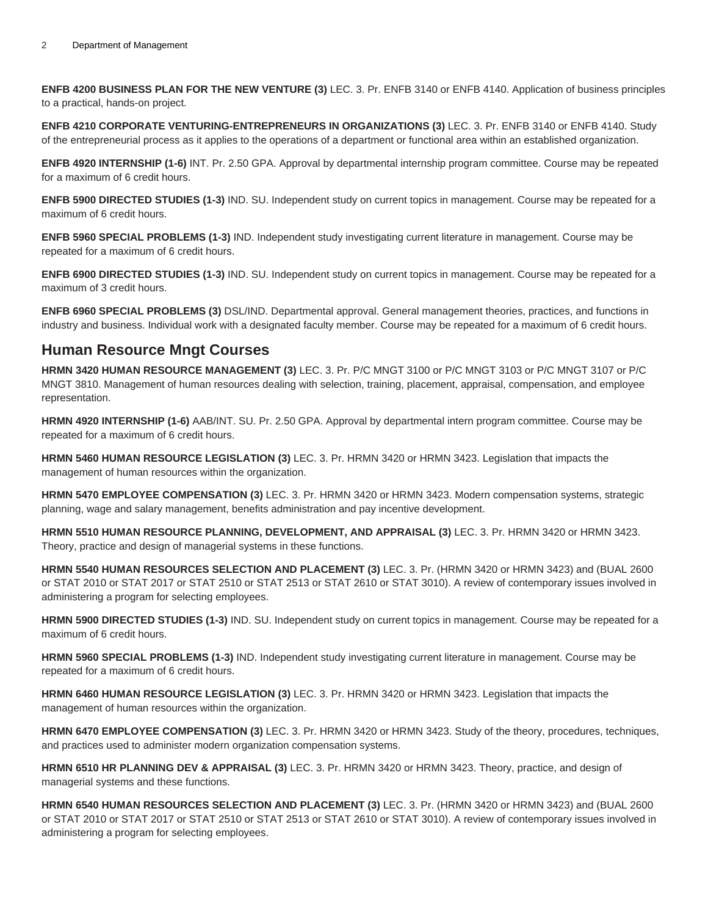**ENFB 4200 BUSINESS PLAN FOR THE NEW VENTURE (3)** LEC. 3. Pr. ENFB 3140 or ENFB 4140. Application of business principles to a practical, hands-on project.

**ENFB 4210 CORPORATE VENTURING-ENTREPRENEURS IN ORGANIZATIONS (3)** LEC. 3. Pr. ENFB 3140 or ENFB 4140. Study of the entrepreneurial process as it applies to the operations of a department or functional area within an established organization.

**ENFB 4920 INTERNSHIP (1-6)** INT. Pr. 2.50 GPA. Approval by departmental internship program committee. Course may be repeated for a maximum of 6 credit hours.

**ENFB 5900 DIRECTED STUDIES (1-3)** IND. SU. Independent study on current topics in management. Course may be repeated for a maximum of 6 credit hours.

**ENFB 5960 SPECIAL PROBLEMS (1-3)** IND. Independent study investigating current literature in management. Course may be repeated for a maximum of 6 credit hours.

**ENFB 6900 DIRECTED STUDIES (1-3)** IND. SU. Independent study on current topics in management. Course may be repeated for a maximum of 3 credit hours.

**ENFB 6960 SPECIAL PROBLEMS (3)** DSL/IND. Departmental approval. General management theories, practices, and functions in industry and business. Individual work with a designated faculty member. Course may be repeated for a maximum of 6 credit hours.

## Human Resource Mngt Courses

**HRMN 3420 HUMAN RESOURCE MANAGEMENT (3)** LEC. 3. Pr. P/C MNGT 3100 or P/C MNGT 3103 or P/C MNGT 3107 or P/C MNGT 3810. Management of human resources dealing with selection, training, placement, appraisal, compensation, and employee representation.

**HRMN 4920 INTERNSHIP (1-6)** AAB/INT. SU. Pr. 2.50 GPA. Approval by departmental intern program committee. Course may be repeated for a maximum of 6 credit hours.

**HRMN 5460 HUMAN RESOURCE LEGISLATION (3)** LEC. 3. Pr. HRMN 3420 or HRMN 3423. Legislation that impacts the management of human resources within the organization.

**HRMN 5470 EMPLOYEE COMPENSATION (3)** LEC. 3. Pr. HRMN 3420 or HRMN 3423. Modern compensation systems, strategic planning, wage and salary management, benefits administration and pay incentive development.

**HRMN 5510 HUMAN RESOURCE PLANNING, DEVELOPMENT, AND APPRAISAL (3)** LEC. 3. Pr. HRMN 3420 or HRMN 3423. Theory, practice and design of managerial systems in these functions.

**HRMN 5540 HUMAN RESOURCES SELECTION AND PLACEMENT (3)** LEC. 3. Pr. (HRMN 3420 or HRMN 3423) and (BUAL 2600 or STAT 2010 or STAT 2017 or STAT 2510 or STAT 2513 or STAT 2610 or STAT 3010). A review of contemporary issues involved in administering a program for selecting employees.

**HRMN 5900 DIRECTED STUDIES (1-3)** IND. SU. Independent study on current topics in management. Course may be repeated for a maximum of 6 credit hours.

**HRMN 5960 SPECIAL PROBLEMS (1-3)** IND. Independent study investigating current literature in management. Course may be repeated for a maximum of 6 credit hours.

**HRMN 6460 HUMAN RESOURCE LEGISLATION (3)** LEC. 3. Pr. HRMN 3420 or HRMN 3423. Legislation that impacts the management of human resources within the organization.

**HRMN 6470 EMPLOYEE COMPENSATION (3)** LEC. 3. Pr. HRMN 3420 or HRMN 3423. Study of the theory, procedures, techniques, and practices used to administer modern organization compensation systems.

**HRMN 6510 HR PLANNING DEV & APPRAISAL (3)** LEC. 3. Pr. HRMN 3420 or HRMN 3423. Theory, practice, and design of managerial systems and these functions.

**HRMN 6540 HUMAN RESOURCES SELECTION AND PLACEMENT (3)** LEC. 3. Pr. (HRMN 3420 or HRMN 3423) and (BUAL 2600 or STAT 2010 or STAT 2017 or STAT 2510 or STAT 2513 or STAT 2610 or STAT 3010). A review of contemporary issues involved in administering a program for selecting employees.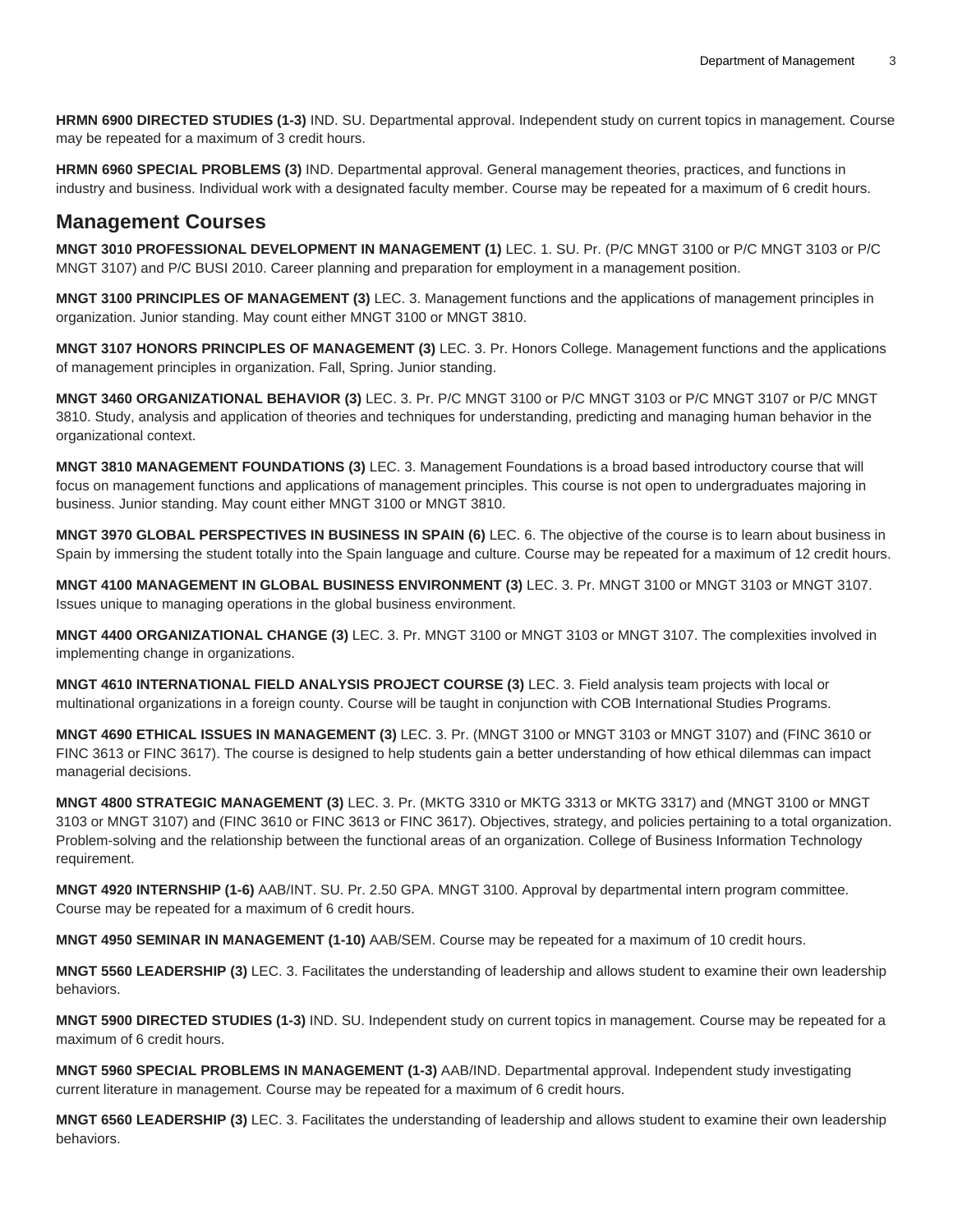**HRMN 6900 DIRECTED STUDIES (1-3)** IND. SU. Departmental approval. Independent study on current topics in management. Course may be repeated for a maximum of 3 credit hours.

**HRMN 6960 SPECIAL PROBLEMS (3)** IND. Departmental approval. General management theories, practices, and functions in industry and business. Individual work with a designated faculty member. Course may be repeated for a maximum of 6 credit hours.

## Management Courses

**MNGT 3010 PROFESSIONAL DEVELOPMENT IN MANAGEMENT (1)** LEC. 1. SU. Pr. (P/C MNGT 3100 or P/C MNGT 3103 or P/C MNGT 3107) and P/C BUSI 2010. Career planning and preparation for employment in a management position.

**MNGT 3100 PRINCIPLES OF MANAGEMENT (3)** LEC. 3. Management functions and the applications of management principles in organization. Junior standing. May count either MNGT 3100 or MNGT 3810.

**MNGT 3107 HONORS PRINCIPLES OF MANAGEMENT (3)** LEC. 3. Pr. Honors College. Management functions and the applications of management principles in organization. Fall, Spring. Junior standing.

**MNGT 3460 ORGANIZATIONAL BEHAVIOR (3)** LEC. 3. Pr. P/C MNGT 3100 or P/C MNGT 3103 or P/C MNGT 3107 or P/C MNGT 3810. Study, analysis and application of theories and techniques for understanding, predicting and managing human behavior in the organizational context.

**MNGT 3810 MANAGEMENT FOUNDATIONS (3)** LEC. 3. Management Foundations is a broad based introductory course that will focus on management functions and applications of management principles. This course is not open to undergraduates majoring in business. Junior standing. May count either MNGT 3100 or MNGT 3810.

**MNGT 3970 GLOBAL PERSPECTIVES IN BUSINESS IN SPAIN (6)** LEC. 6. The objective of the course is to learn about business in Spain by immersing the student totally into the Spain language and culture. Course may be repeated for a maximum of 12 credit hours.

**MNGT 4100 MANAGEMENT IN GLOBAL BUSINESS ENVIRONMENT (3)** LEC. 3. Pr. MNGT 3100 or MNGT 3103 or MNGT 3107. Issues unique to managing operations in the global business environment.

**MNGT 4400 ORGANIZATIONAL CHANGE (3)** LEC. 3. Pr. MNGT 3100 or MNGT 3103 or MNGT 3107. The complexities involved in implementing change in organizations.

**MNGT 4610 INTERNATIONAL FIELD ANALYSIS PROJECT COURSE (3)** LEC. 3. Field analysis team projects with local or multinational organizations in a foreign county. Course will be taught in conjunction with COB International Studies Programs.

**MNGT 4690 ETHICAL ISSUES IN MANAGEMENT (3)** LEC. 3. Pr. (MNGT 3100 or MNGT 3103 or MNGT 3107) and (FINC 3610 or FINC 3613 or FINC 3617). The course is designed to help students gain a better understanding of how ethical dilemmas can impact managerial decisions.

**MNGT 4800 STRATEGIC MANAGEMENT (3)** LEC. 3. Pr. (MKTG 3310 or MKTG 3313 or MKTG 3317) and (MNGT 3100 or MNGT 3103 or MNGT 3107) and (FINC 3610 or FINC 3613 or FINC 3617). Objectives, strategy, and policies pertaining to a total organization. Problem-solving and the relationship between the functional areas of an organization. College of Business Information Technology requirement.

**MNGT 4920 INTERNSHIP (1-6)** AAB/INT. SU. Pr. 2.50 GPA. MNGT 3100. Approval by departmental intern program committee. Course may be repeated for a maximum of 6 credit hours.

**MNGT 4950 SEMINAR IN MANAGEMENT (1-10)** AAB/SEM. Course may be repeated for a maximum of 10 credit hours.

**MNGT 5560 LEADERSHIP (3)** LEC. 3. Facilitates the understanding of leadership and allows student to examine their own leadership behaviors.

**MNGT 5900 DIRECTED STUDIES (1-3)** IND. SU. Independent study on current topics in management. Course may be repeated for a maximum of 6 credit hours.

**MNGT 5960 SPECIAL PROBLEMS IN MANAGEMENT (1-3)** AAB/IND. Departmental approval. Independent study investigating current literature in management. Course may be repeated for a maximum of 6 credit hours.

**MNGT 6560 LEADERSHIP (3)** LEC. 3. Facilitates the understanding of leadership and allows student to examine their own leadership behaviors.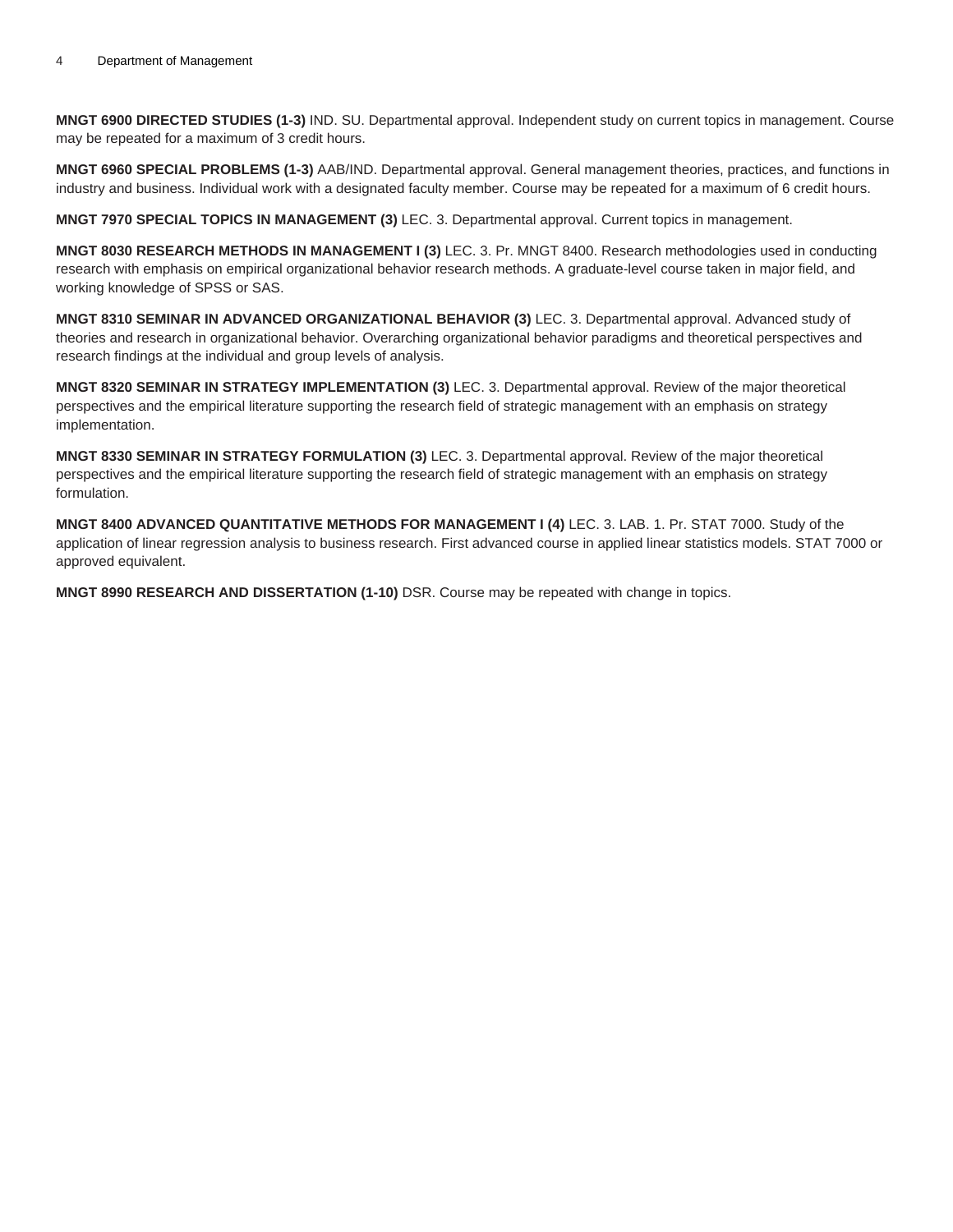**MNGT 6900 DIRECTED STUDIES (1-3)** IND. SU. Departmental approval. Independent study on current topics in management. Course may be repeated for a maximum of 3 credit hours.

**MNGT 6960 SPECIAL PROBLEMS (1-3)** AAB/IND. Departmental approval. General management theories, practices, and functions in industry and business. Individual work with a designated faculty member. Course may be repeated for a maximum of 6 credit hours.

**MNGT 7970 SPECIAL TOPICS IN MANAGEMENT (3)** LEC. 3. Departmental approval. Current topics in management.

**MNGT 8030 RESEARCH METHODS IN MANAGEMENT I (3)** LEC. 3. Pr. MNGT 8400. Research methodologies used in conducting research with emphasis on empirical organizational behavior research methods. A graduate-level course taken in major field, and working knowledge of SPSS or SAS.

**MNGT 8310 SEMINAR IN ADVANCED ORGANIZATIONAL BEHAVIOR (3)** LEC. 3. Departmental approval. Advanced study of theories and research in organizational behavior. Overarching organizational behavior paradigms and theoretical perspectives and research findings at the individual and group levels of analysis.

**MNGT 8320 SEMINAR IN STRATEGY IMPLEMENTATION (3)** LEC. 3. Departmental approval. Review of the major theoretical perspectives and the empirical literature supporting the research field of strategic management with an emphasis on strategy implementation.

**MNGT 8330 SEMINAR IN STRATEGY FORMULATION (3)** LEC. 3. Departmental approval. Review of the major theoretical perspectives and the empirical literature supporting the research field of strategic management with an emphasis on strategy formulation.

**MNGT 8400 ADVANCED QUANTITATIVE METHODS FOR MANAGEMENT I (4)** LEC. 3. LAB. 1. Pr. STAT 7000. Study of the application of linear regression analysis to business research. First advanced course in applied linear statistics models. STAT 7000 or approved equivalent.

**MNGT 8990 RESEARCH AND DISSERTATION (1-10)** DSR. Course may be repeated with change in topics.